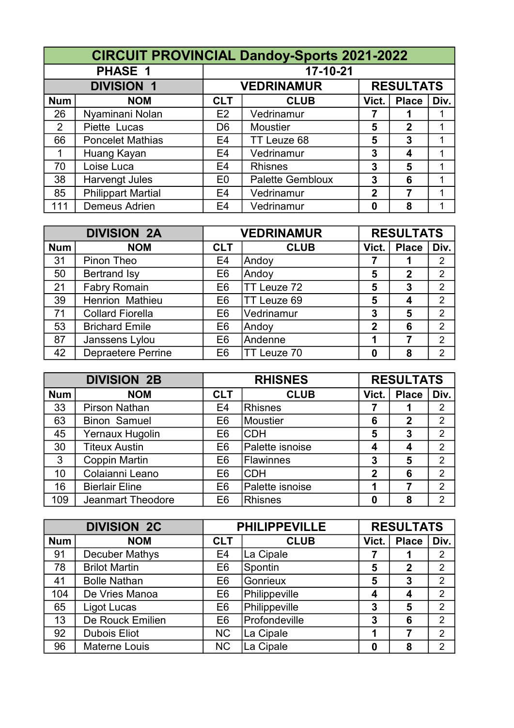# CIRCUIT PROVINCIAL Dandoy-Sports 2021-2022

| PHASE 1 | | 17-10-21 | | | | |
|---|---|---|---|---|---|---|
| **DIVISION 1** | | **VEDRINAMUR** | | **RESULTATS** | | |
| **Num** | **NOM** | **CLT** | **CLUB** | **Vict.** | **Place** | **Div.** |
| 26 | Nyaminani Nolan | E2 | Vedrinamur | **7** | **1** | 1 |
| 2 | Piette Lucas | D6 | Moustier | **5** | **2** | 1 |
| 66 | Poncelet Mathias | E4 | TT Leuze 68 | **5** | **3** | 1 |
| 1 | Huang Kayan | E4 | Vedrinamur | **3** | **4** | 1 |
| 70 | Loise Luca | E4 | Rhisnes | **3** | **5** | 1 |
| 38 | Harvengt Jules | E0 | Palette Gembloux | **3** | **6** | 1 |
| 85 | Philippart Martial | E4 | Vedrinamur | **2** | **7** | 1 |
| 111 | Demeus Adrien | E4 | Vedrinamur | **0** | **8** | 1 |

| **DIVISION 2A** | | **VEDRINAMUR** | | **RESULTATS** | | |
|---|---|---|---|---|---|---|
| **Num** | **NOM** | **CLT** | **CLUB** | **Vict.** | **Place** | **Div.** |
| 31 | Pinon Theo | E4 | Andoy | **7** | **1** | 2 |
| 50 | Bertrand Isy | E6 | Andoy | **5** | **2** | 2 |
| 21 | Fabry Romain | E6 | TT Leuze 72 | **5** | **3** | 2 |
| 39 | Henrion Mathieu | E6 | TT Leuze 69 | **5** | **4** | 2 |
| 71 | Collard Fiorella | E6 | Vedrinamur | **3** | **5** | 2 |
| 53 | Brichard Emile | E6 | Andoy | **2** | **6** | 2 |
| 87 | Janssens Lylou | E6 | Andenne | **1** | **7** | 2 |
| 42 | Depraetere Perrine | E6 | TT Leuze 70 | **0** | **8** | 2 |

| **DIVISION 2B** | | **RHISNES** | | **RESULTATS** | | |
|---|---|---|---|---|---|---|
| **Num** | **NOM** | **CLT** | **CLUB** | **Vict.** | **Place** | **Div.** |
| 33 | Pirson Nathan | E4 | Rhisnes | **7** | **1** | 2 |
| 63 | Binon Samuel | E6 | Moustier | **6** | **2** | 2 |
| 45 | Yernaux Hugolin | E6 | CDH | **5** | **3** | 2 |
| 30 | Titeux Austin | E6 | Palette isnoise | **4** | **4** | 2 |
| 3 | Coppin Martin | E6 | Flawinnes | **3** | **5** | 2 |
| 10 | Colaianni Leano | E6 | CDH | **2** | **6** | 2 |
| 16 | Bierlair Eline | E6 | Palette isnoise | **1** | **7** | 2 |
| 109 | Jeanmart Theodore | E6 | Rhisnes | **0** | **8** | 2 |

| **DIVISION 2C** | | **PHILIPPEVILLE** | | **RESULTATS** | | |
|---|---|---|---|---|---|---|
| **Num** | **NOM** | **CLT** | **CLUB** | **Vict.** | **Place** | **Div.** |
| 91 | Decuber Mathys | E4 | La Cipale | **7** | **1** | 2 |
| 78 | Brilot Martin | E6 | Spontin | **5** | **2** | 2 |
| 41 | Bolle Nathan | E6 | Gonrieux | **5** | **3** | 2 |
| 104 | De Vries Manoa | E6 | Philippeville | **4** | **4** | 2 |
| 65 | Ligot Lucas | E6 | Philippeville | **3** | **5** | 2 |
| 13 | De Rouck Emilien | E6 | Profondeville | **3** | **6** | 2 |
| 92 | Dubois Eliot | NC | La Cipale | **1** | **7** | 2 |
| 96 | Materne Louis | NC | La Cipale | **0** | **8** | 2 |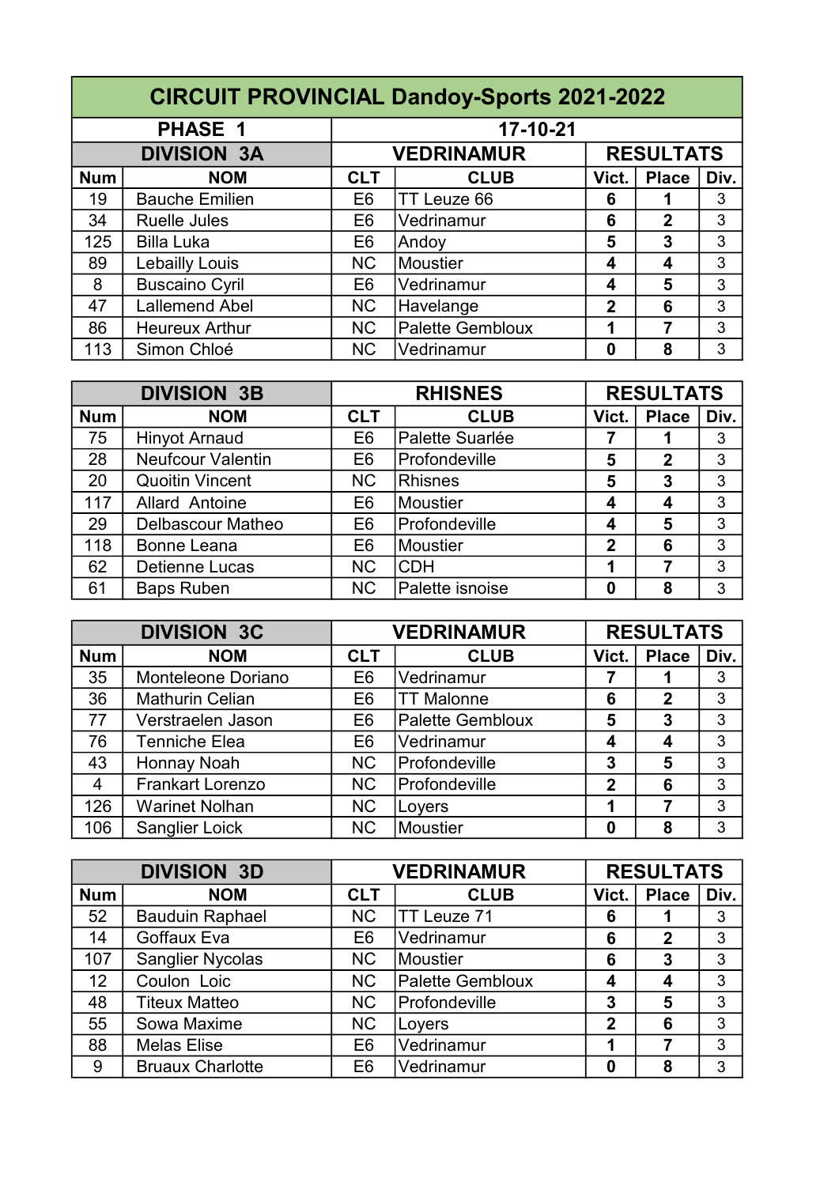# CIRCUIT PROVINCIAL Dandoy-Sports 2021-2022

| PHASE 1 | | 17-10-21 | | | | |
|---|---|---|---|---|---|---|
| **DIVISION 3A** | | **VEDRINAMUR** | | **RESULTATS** | | |
| **Num** | **NOM** | **CLT** | **CLUB** | **Vict.** | **Place** | **Div.** |
| 19 | Bauche Emilien | E6 | TT Leuze 66 | **6** | **1** | 3 |
| 34 | Ruelle Jules | E6 | Vedrinamur | **6** | **2** | 3 |
| 125 | Billa Luka | E6 | Andoy | **5** | **3** | 3 |
| 89 | Lebailly Louis | NC | Moustier | **4** | **4** | 3 |
| 8 | Buscaino Cyril | E6 | Vedrinamur | **4** | **5** | 3 |
| 47 | Lallemend Abel | NC | Havelange | **2** | **6** | 3 |
| 86 | Heureux Arthur | NC | Palette Gembloux | **1** | **7** | 3 |
| 113 | Simon Chloé | NC | Vedrinamur | **0** | **8** | 3 |

| DIVISION 3B | | RHISNES | | RESULTATS | | |
|---|---|---|---|---|---|---|
| **Num** | **NOM** | **CLT** | **CLUB** | **Vict.** | **Place** | **Div.** |
| 75 | Hinyot Arnaud | E6 | Palette Suarlée | **7** | **1** | 3 |
| 28 | Neufcour Valentin | E6 | Profondeville | **5** | **2** | 3 |
| 20 | Quoitin Vincent | NC | Rhisnes | **5** | **3** | 3 |
| 117 | Allard Antoine | E6 | Moustier | **4** | **4** | 3 |
| 29 | Delbascour Matheo | E6 | Profondeville | **4** | **5** | 3 |
| 118 | Bonne Leana | E6 | Moustier | **2** | **6** | 3 |
| 62 | Detienne Lucas | NC | CDH | **1** | **7** | 3 |
| 61 | Baps Ruben | NC | Palette isnoise | **0** | **8** | 3 |

| DIVISION 3C | | VEDRINAMUR | | RESULTATS | | |
|---|---|---|---|---|---|---|
| **Num** | **NOM** | **CLT** | **CLUB** | **Vict.** | **Place** | **Div.** |
| 35 | Monteleone Doriano | E6 | Vedrinamur | **7** | **1** | 3 |
| 36 | Mathurin Celian | E6 | TT Malonne | **6** | **2** | 3 |
| 77 | Verstraelen Jason | E6 | Palette Gembloux | **5** | **3** | 3 |
| 76 | Tenniche Elea | E6 | Vedrinamur | **4** | **4** | 3 |
| 43 | Honnay Noah | NC | Profondeville | **3** | **5** | 3 |
| 4 | Frankart Lorenzo | NC | Profondeville | **2** | **6** | 3 |
| 126 | Warinet Nolhan | NC | Loyers | **1** | **7** | 3 |
| 106 | Sanglier Loick | NC | Moustier | **0** | **8** | 3 |

| DIVISION 3D | | VEDRINAMUR | | RESULTATS | | |
|---|---|---|---|---|---|---|
| **Num** | **NOM** | **CLT** | **CLUB** | **Vict.** | **Place** | **Div.** |
| 52 | Bauduin Raphael | NC | TT Leuze 71 | **6** | **1** | 3 |
| 14 | Goffaux Eva | E6 | Vedrinamur | **6** | **2** | 3 |
| 107 | Sanglier Nycolas | NC | Moustier | **6** | **3** | 3 |
| 12 | Coulon Loic | NC | Palette Gembloux | **4** | **4** | 3 |
| 48 | Titeux Matteo | NC | Profondeville | **3** | **5** | 3 |
| 55 | Sowa Maxime | NC | Loyers | **2** | **6** | 3 |
| 88 | Melas Elise | E6 | Vedrinamur | **1** | **7** | 3 |
| 9 | Bruaux Charlotte | E6 | Vedrinamur | **0** | **8** | 3 |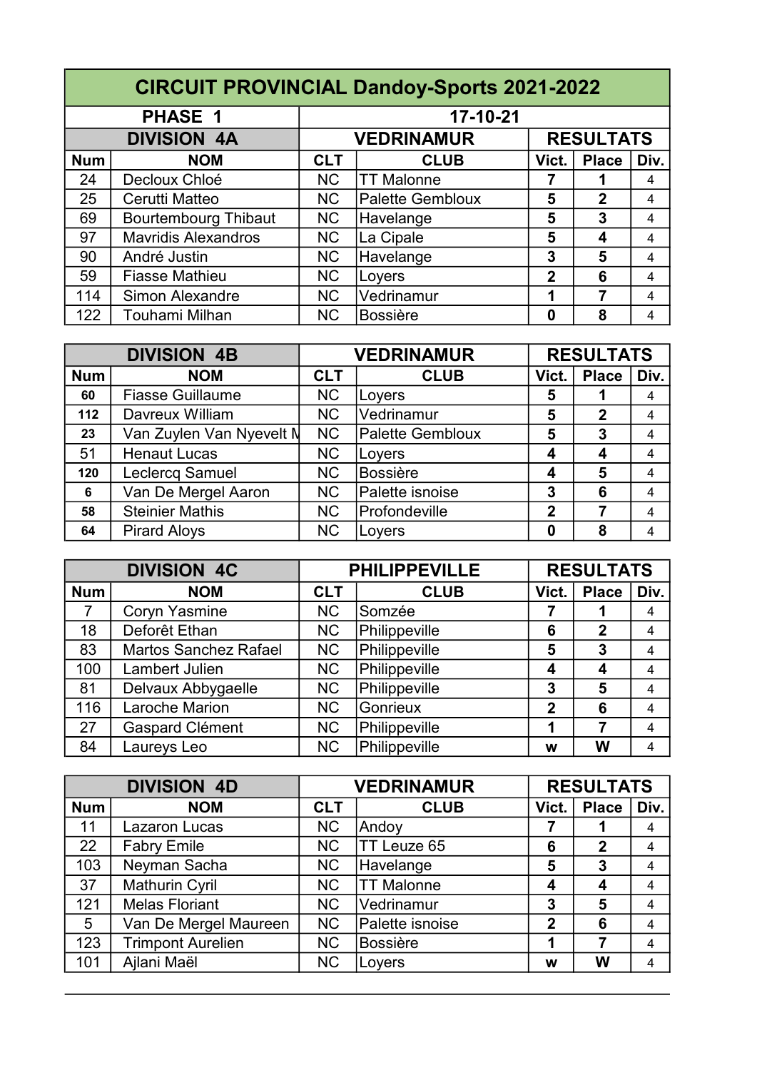# CIRCUIT PROVINCIAL Dandoy-Sports 2021-2022

| PHASE 1 | | 17-10-21 | | | | |
|---|---|---|---|---|---|---|
| **DIVISION 4A** | | **VEDRINAMUR** | | **RESULTATS** | | |
| **Num** | **NOM** | **CLT** | **CLUB** | **Vict.** | **Place** | **Div.** |
| 24 | Decloux Chloé | NC | TT Malonne | **7** | **1** | 4 |
| 25 | Cerutti Matteo | NC | Palette Gembloux | **5** | **2** | 4 |
| 69 | Bourtembourg Thibaut | NC | Havelange | **5** | **3** | 4 |
| 97 | Mavridis Alexandros | NC | La Cipale | **5** | **4** | 4 |
| 90 | André Justin | NC | Havelange | **3** | **5** | 4 |
| 59 | Fiasse Mathieu | NC | Loyers | **2** | **6** | 4 |
| 114 | Simon Alexandre | NC | Vedrinamur | **1** | **7** | 4 |
| 122 | Touhami Milhan | NC | Bossière | **0** | **8** | 4 |

| **DIVISION 4B** | | **VEDRINAMUR** | | **RESULTATS** | | |
|---|---|---|---|---|---|---|
| **Num** | **NOM** | **CLT** | **CLUB** | **Vict.** | **Place** | **Div.** |
| **60** | Fiasse Guillaume | NC | Loyers | **5** | **1** | 4 |
| **112** | Davreux William | NC | Vedrinamur | **5** | **2** | 4 |
| **23** | Van Zuylen Van Nyevelt M | NC | Palette Gembloux | **5** | **3** | 4 |
| 51 | Henaut Lucas | NC | Loyers | **4** | **4** | 4 |
| **120** | Leclercq Samuel | NC | Bossière | **4** | **5** | 4 |
| **6** | Van De Mergel Aaron | NC | Palette isnoise | **3** | **6** | 4 |
| **58** | Steinier Mathis | NC | Profondeville | **2** | **7** | 4 |
| **64** | Pirard Aloys | NC | Loyers | **0** | **8** | 4 |

| **DIVISION 4C** | | **PHILIPPEVILLE** | | **RESULTATS** | | |
|---|---|---|---|---|---|---|
| **Num** | **NOM** | **CLT** | **CLUB** | **Vict.** | **Place** | **Div.** |
| 7 | Coryn Yasmine | NC | Somzée | **7** | **1** | 4 |
| 18 | Deforêt Ethan | NC | Philippeville | **6** | **2** | 4 |
| 83 | Martos Sanchez Rafael | NC | Philippeville | **5** | **3** | 4 |
| 100 | Lambert Julien | NC | Philippeville | **4** | **4** | 4 |
| 81 | Delvaux Abbygaelle | NC | Philippeville | **3** | **5** | 4 |
| 116 | Laroche Marion | NC | Gonrieux | **2** | **6** | 4 |
| 27 | Gaspard Clément | NC | Philippeville | **1** | **7** | 4 |
| 84 | Laureys Leo | NC | Philippeville | **w** | **W** | 4 |

| **DIVISION 4D** | | **VEDRINAMUR** | | **RESULTATS** | | |
|---|---|---|---|---|---|---|
| **Num** | **NOM** | **CLT** | **CLUB** | **Vict.** | **Place** | **Div.** |
| 11 | Lazaron Lucas | NC | Andoy | **7** | **1** | 4 |
| 22 | Fabry Emile | NC | TT Leuze 65 | **6** | **2** | 4 |
| 103 | Neyman Sacha | NC | Havelange | **5** | **3** | 4 |
| 37 | Mathurin Cyril | NC | TT Malonne | **4** | **4** | 4 |
| 121 | Melas Floriant | NC | Vedrinamur | **3** | **5** | 4 |
| 5 | Van De Mergel Maureen | NC | Palette isnoise | **2** | **6** | 4 |
| 123 | Trimpont Aurelien | NC | Bossière | **1** | **7** | 4 |
| 101 | Ajlani Maël | NC | Loyers | **w** | **W** | 4 |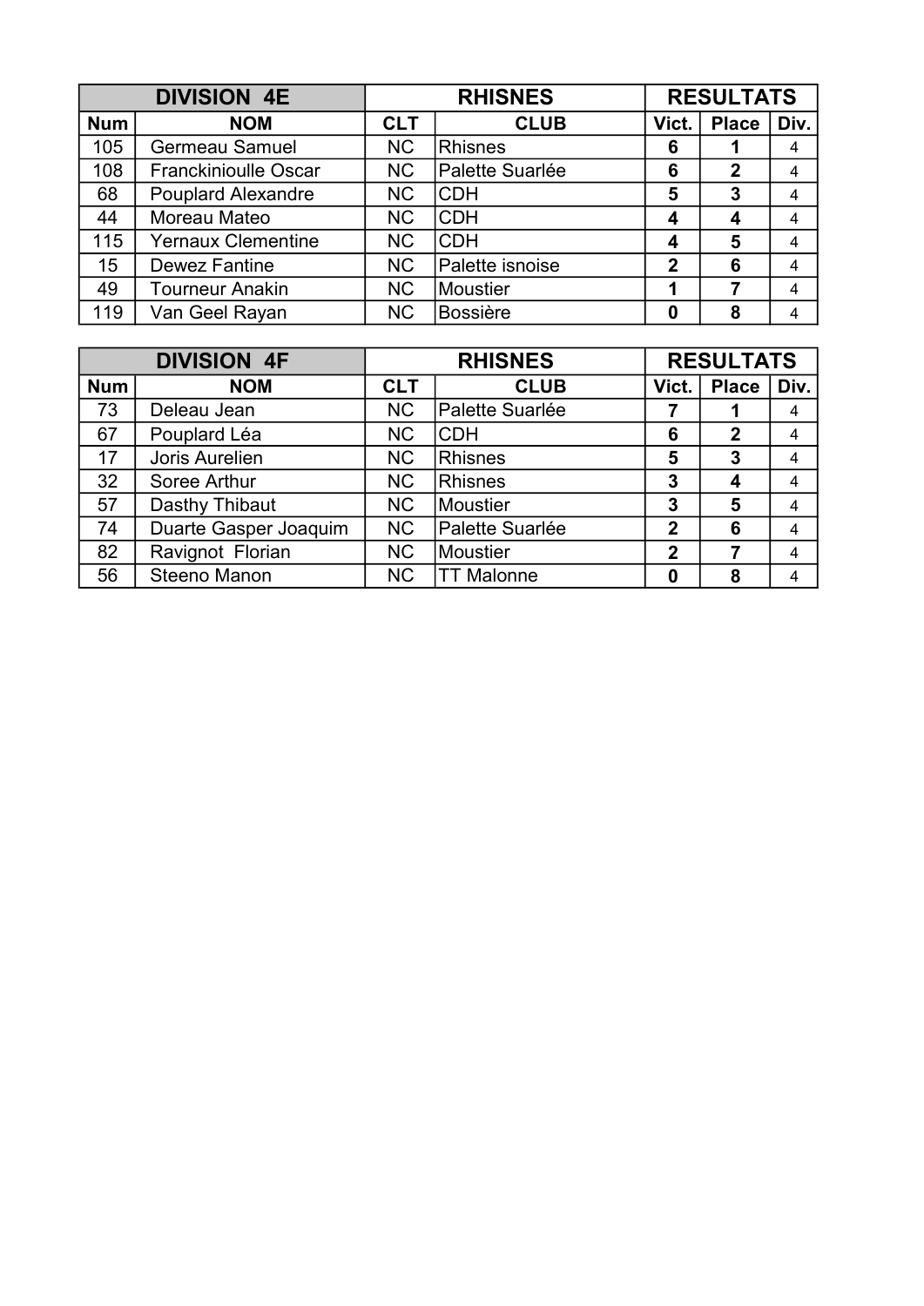| DIVISION 4E | | RHISNES | | RESULTATS | | |
|---|---|---|---|---|---|---|
| **Num** | **NOM** | **CLT** | **CLUB** | **Vict.** | **Place** | **Div.** |
| 105 | Germeau Samuel | NC | Rhisnes | **6** | **1** | 4 |
| 108 | Franckinioulle Oscar | NC | Palette Suarlée | **6** | **2** | 4 |
| 68 | Pouplard Alexandre | NC | CDH | **5** | **3** | 4 |
| 44 | Moreau Mateo | NC | CDH | **4** | **4** | 4 |
| 115 | Yernaux Clementine | NC | CDH | **4** | **5** | 4 |
| 15 | Dewez Fantine | NC | Palette isnoise | **2** | **6** | 4 |
| 49 | Tourneur Anakin | NC | Moustier | **1** | **7** | 4 |
| 119 | Van Geel Rayan | NC | Bossière | **0** | **8** | 4 |

| DIVISION 4F | | RHISNES | | RESULTATS | | |
|---|---|---|---|---|---|---|
| **Num** | **NOM** | **CLT** | **CLUB** | **Vict.** | **Place** | **Div.** |
| 73 | Deleau Jean | NC | Palette Suarlée | **7** | **1** | 4 |
| 67 | Pouplard Léa | NC | CDH | **6** | **2** | 4 |
| 17 | Joris Aurelien | NC | Rhisnes | **5** | **3** | 4 |
| 32 | Soree Arthur | NC | Rhisnes | **3** | **4** | 4 |
| 57 | Dasthy Thibaut | NC | Moustier | **3** | **5** | 4 |
| 74 | Duarte Gasper Joaquim | NC | Palette Suarlée | **2** | **6** | 4 |
| 82 | Ravignot Florian | NC | Moustier | **2** | **7** | 4 |
| 56 | Steeno Manon | NC | TT Malonne | **0** | **8** | 4 |